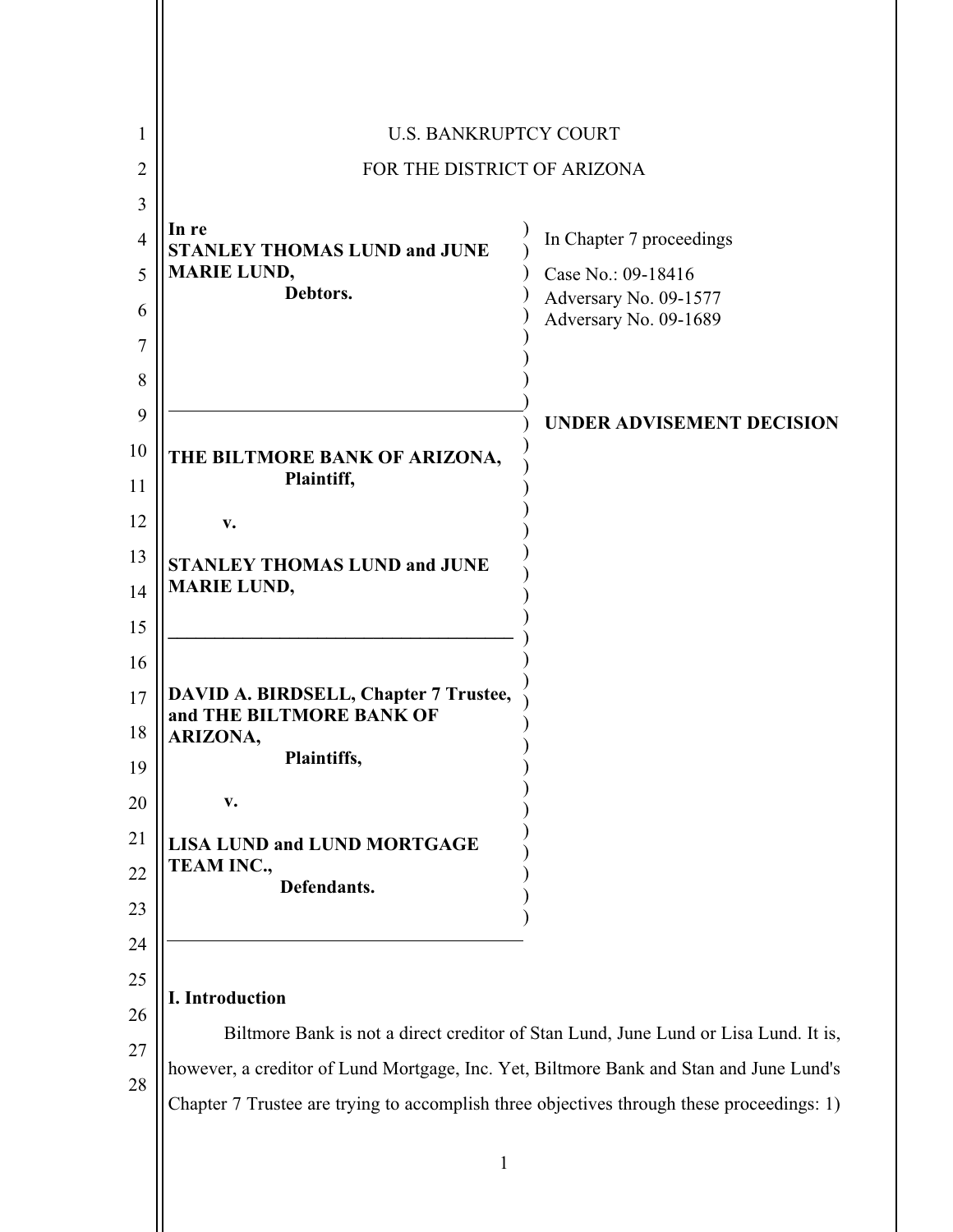U.S. BANKRUPTCY COURT

FOR THE DISTRICT OF ARIZONA

**In re**
**STANLEY THOMAS LUND and JUNE MARIE LUND,**
**Debtors.**

In Chapter 7 proceedings

Case No.: 09-18416
Adversary No. 09-1577
Adversary No. 09-1689

**UNDER ADVISEMENT DECISION**

**THE BILTMORE BANK OF ARIZONA,**
**Plaintiff,**

**v.**

**STANLEY THOMAS LUND and JUNE MARIE LUND,**

**DAVID A. BIRDSELL, Chapter 7 Trustee, and THE BILTMORE BANK OF ARIZONA,**
**Plaintiffs,**

**v.**

**LISA LUND and LUND MORTGAGE TEAM INC.,**
**Defendants.**

## I. Introduction

Biltmore Bank is not a direct creditor of Stan Lund, June Lund or Lisa Lund. It is, however, a creditor of Lund Mortgage, Inc. Yet, Biltmore Bank and Stan and June Lund's Chapter 7 Trustee are trying to accomplish three objectives through these proceedings: 1)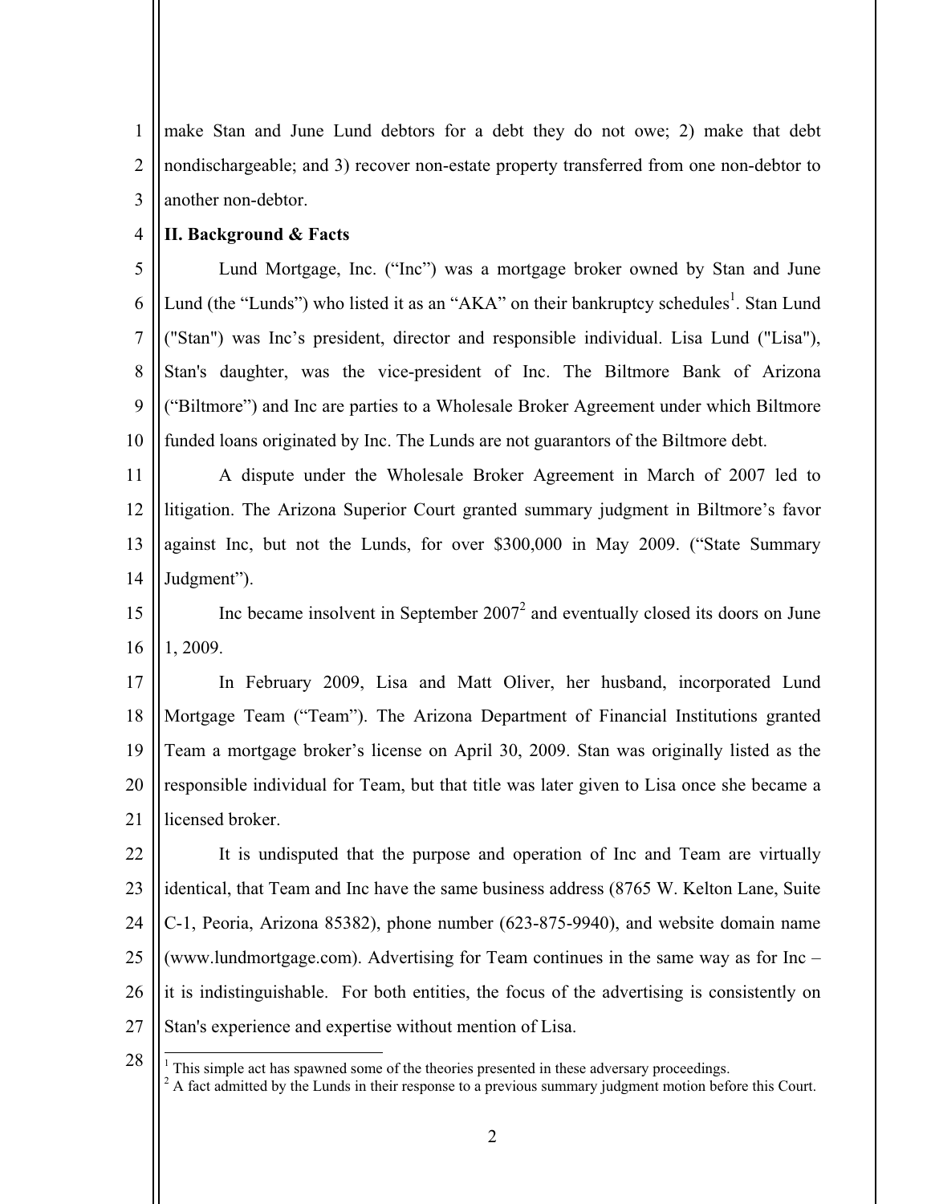make Stan and June Lund debtors for a debt they do not owe; 2) make that debt nondischargeable; and 3) recover non-estate property transferred from one non-debtor to another non-debtor.

**II. Background & Facts**

Lund Mortgage, Inc. ("Inc") was a mortgage broker owned by Stan and June Lund (the "Lunds") who listed it as an "AKA" on their bankruptcy schedules[1]. Stan Lund ("Stan") was Inc's president, director and responsible individual. Lisa Lund ("Lisa"), Stan's daughter, was the vice-president of Inc. The Biltmore Bank of Arizona ("Biltmore") and Inc are parties to a Wholesale Broker Agreement under which Biltmore funded loans originated by Inc. The Lunds are not guarantors of the Biltmore debt.

A dispute under the Wholesale Broker Agreement in March of 2007 led to litigation. The Arizona Superior Court granted summary judgment in Biltmore's favor against Inc, but not the Lunds, for over $300,000 in May 2009. ("State Summary Judgment").

Inc became insolvent in September 2007[2] and eventually closed its doors on June 1, 2009.

In February 2009, Lisa and Matt Oliver, her husband, incorporated Lund Mortgage Team ("Team"). The Arizona Department of Financial Institutions granted Team a mortgage broker's license on April 30, 2009. Stan was originally listed as the responsible individual for Team, but that title was later given to Lisa once she became a licensed broker.

It is undisputed that the purpose and operation of Inc and Team are virtually identical, that Team and Inc have the same business address (8765 W. Kelton Lane, Suite C-1, Peoria, Arizona 85382), phone number (623-875-9940), and website domain name (www.lundmortgage.com). Advertising for Team continues in the same way as for Inc – it is indistinguishable. For both entities, the focus of the advertising is consistently on Stan's experience and expertise without mention of Lisa.

---

[1] This simple act has spawned some of the theories presented in these adversary proceedings.

[2] A fact admitted by the Lunds in their response to a previous summary judgment motion before this Court.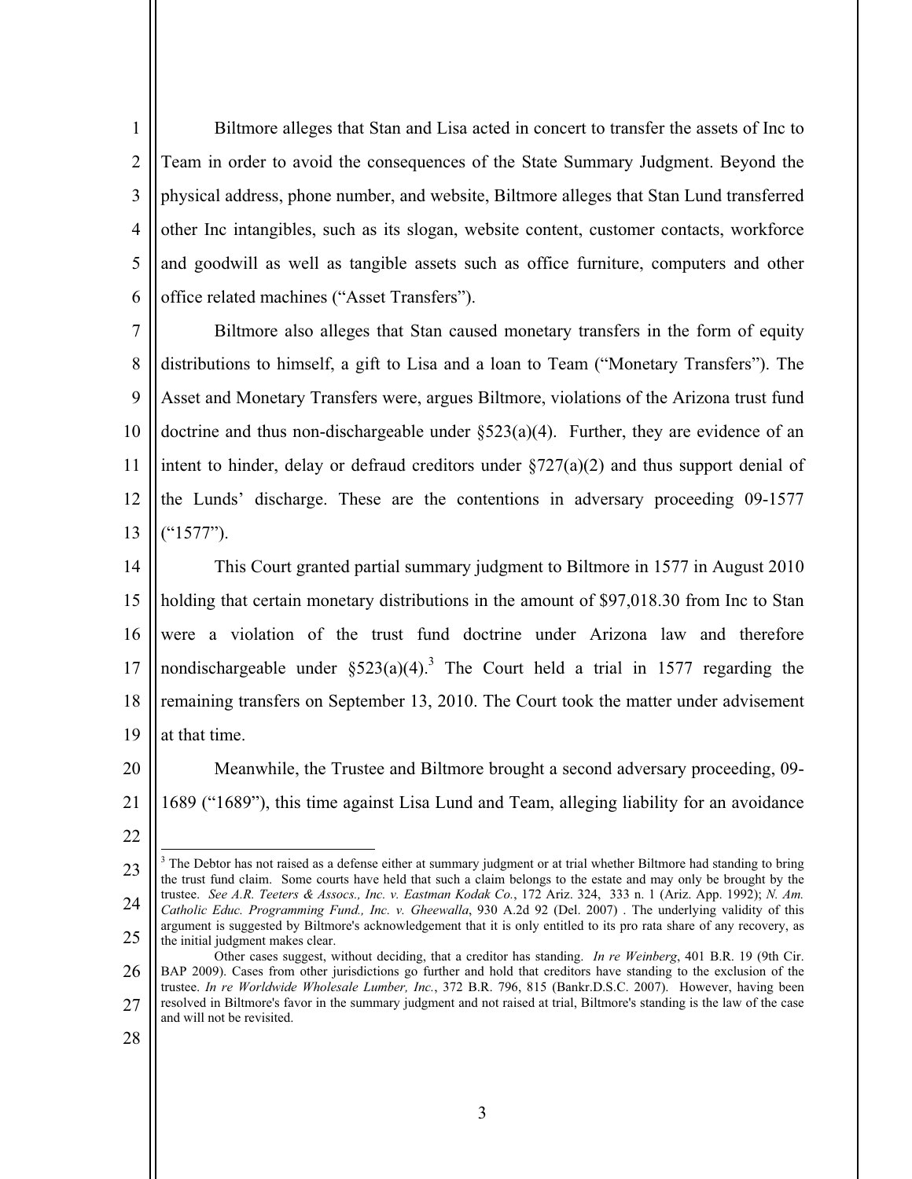Biltmore alleges that Stan and Lisa acted in concert to transfer the assets of Inc to Team in order to avoid the consequences of the State Summary Judgment. Beyond the physical address, phone number, and website, Biltmore alleges that Stan Lund transferred other Inc intangibles, such as its slogan, website content, customer contacts, workforce and goodwill as well as tangible assets such as office furniture, computers and other office related machines ("Asset Transfers").

Biltmore also alleges that Stan caused monetary transfers in the form of equity distributions to himself, a gift to Lisa and a loan to Team ("Monetary Transfers"). The Asset and Monetary Transfers were, argues Biltmore, violations of the Arizona trust fund doctrine and thus non-dischargeable under §523(a)(4). Further, they are evidence of an intent to hinder, delay or defraud creditors under §727(a)(2) and thus support denial of the Lunds' discharge. These are the contentions in adversary proceeding 09-1577 ("1577").

This Court granted partial summary judgment to Biltmore in 1577 in August 2010 holding that certain monetary distributions in the amount of $97,018.30 from Inc to Stan were a violation of the trust fund doctrine under Arizona law and therefore nondischargeable under §523(a)(4).[3] The Court held a trial in 1577 regarding the remaining transfers on September 13, 2010. The Court took the matter under advisement at that time.

Meanwhile, the Trustee and Biltmore brought a second adversary proceeding, 09-1689 ("1689"), this time against Lisa Lund and Team, alleging liability for an avoidance

---

[3] The Debtor has not raised as a defense either at summary judgment or at trial whether Biltmore had standing to bring the trust fund claim. Some courts have held that such a claim belongs to the estate and may only be brought by the trustee. *See A.R. Teeters & Assocs., Inc. v. Eastman Kodak Co.*, 172 Ariz. 324, 333 n. 1 (Ariz. App. 1992); *N. Am. Catholic Educ. Programming Fund., Inc. v. Gheewalla*, 930 A.2d 92 (Del. 2007) . The underlying validity of this argument is suggested by Biltmore's acknowledgement that it is only entitled to its pro rata share of any recovery, as the initial judgment makes clear.

Other cases suggest, without deciding, that a creditor has standing. *In re Weinberg*, 401 B.R. 19 (9th Cir. BAP 2009). Cases from other jurisdictions go further and hold that creditors have standing to the exclusion of the trustee. *In re Worldwide Wholesale Lumber, Inc.*, 372 B.R. 796, 815 (Bankr.D.S.C. 2007). However, having been resolved in Biltmore's favor in the summary judgment and not raised at trial, Biltmore's standing is the law of the case and will not be revisited.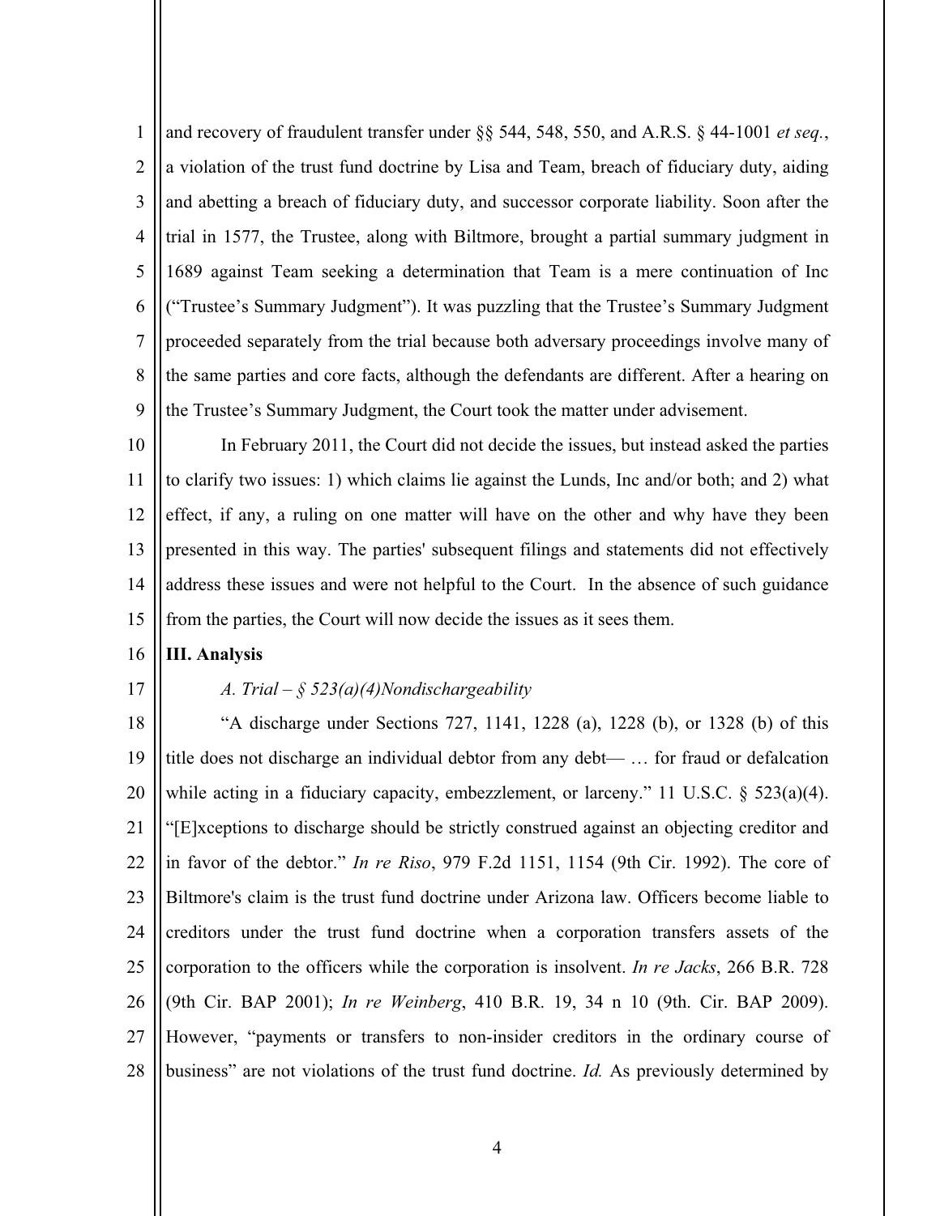and recovery of fraudulent transfer under §§ 544, 548, 550, and A.R.S. § 44-1001 *et seq.*, a violation of the trust fund doctrine by Lisa and Team, breach of fiduciary duty, aiding and abetting a breach of fiduciary duty, and successor corporate liability. Soon after the trial in 1577, the Trustee, along with Biltmore, brought a partial summary judgment in 1689 against Team seeking a determination that Team is a mere continuation of Inc ("Trustee's Summary Judgment"). It was puzzling that the Trustee's Summary Judgment proceeded separately from the trial because both adversary proceedings involve many of the same parties and core facts, although the defendants are different. After a hearing on the Trustee's Summary Judgment, the Court took the matter under advisement.

In February 2011, the Court did not decide the issues, but instead asked the parties to clarify two issues: 1) which claims lie against the Lunds, Inc and/or both; and 2) what effect, if any, a ruling on one matter will have on the other and why have they been presented in this way. The parties' subsequent filings and statements did not effectively address these issues and were not helpful to the Court. In the absence of such guidance from the parties, the Court will now decide the issues as it sees them.

**III. Analysis**

*A. Trial – § 523(a)(4)Nondischargeability*

"A discharge under Sections 727, 1141, 1228 (a), 1228 (b), or 1328 (b) of this title does not discharge an individual debtor from any debt— … for fraud or defalcation while acting in a fiduciary capacity, embezzlement, or larceny." 11 U.S.C. § 523(a)(4). "[E]xceptions to discharge should be strictly construed against an objecting creditor and in favor of the debtor." *In re Riso*, 979 F.2d 1151, 1154 (9th Cir. 1992). The core of Biltmore's claim is the trust fund doctrine under Arizona law. Officers become liable to creditors under the trust fund doctrine when a corporation transfers assets of the corporation to the officers while the corporation is insolvent. *In re Jacks*, 266 B.R. 728 (9th Cir. BAP 2001); *In re Weinberg*, 410 B.R. 19, 34 n 10 (9th. Cir. BAP 2009). However, "payments or transfers to non-insider creditors in the ordinary course of business" are not violations of the trust fund doctrine. *Id.* As previously determined by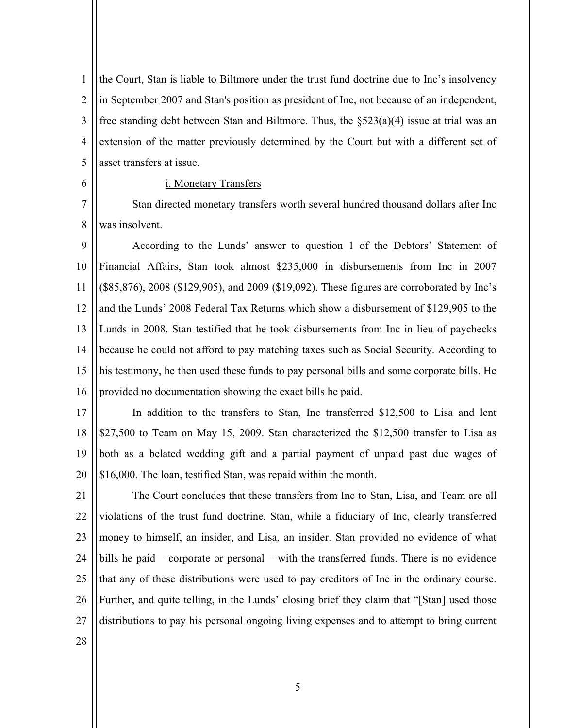the Court, Stan is liable to Biltmore under the trust fund doctrine due to Inc's insolvency in September 2007 and Stan's position as president of Inc, not because of an independent, free standing debt between Stan and Biltmore. Thus, the §523(a)(4) issue at trial was an extension of the matter previously determined by the Court but with a different set of asset transfers at issue.

i. Monetary Transfers

Stan directed monetary transfers worth several hundred thousand dollars after Inc was insolvent.

According to the Lunds' answer to question 1 of the Debtors' Statement of Financial Affairs, Stan took almost $235,000 in disbursements from Inc in 2007 ($85,876), 2008 ($129,905), and 2009 ($19,092). These figures are corroborated by Inc's and the Lunds' 2008 Federal Tax Returns which show a disbursement of $129,905 to the Lunds in 2008. Stan testified that he took disbursements from Inc in lieu of paychecks because he could not afford to pay matching taxes such as Social Security. According to his testimony, he then used these funds to pay personal bills and some corporate bills. He provided no documentation showing the exact bills he paid.

In addition to the transfers to Stan, Inc transferred $12,500 to Lisa and lent $27,500 to Team on May 15, 2009. Stan characterized the $12,500 transfer to Lisa as both as a belated wedding gift and a partial payment of unpaid past due wages of $16,000. The loan, testified Stan, was repaid within the month.

The Court concludes that these transfers from Inc to Stan, Lisa, and Team are all violations of the trust fund doctrine. Stan, while a fiduciary of Inc, clearly transferred money to himself, an insider, and Lisa, an insider. Stan provided no evidence of what bills he paid – corporate or personal – with the transferred funds. There is no evidence that any of these distributions were used to pay creditors of Inc in the ordinary course. Further, and quite telling, in the Lunds' closing brief they claim that "[Stan] used those distributions to pay his personal ongoing living expenses and to attempt to bring current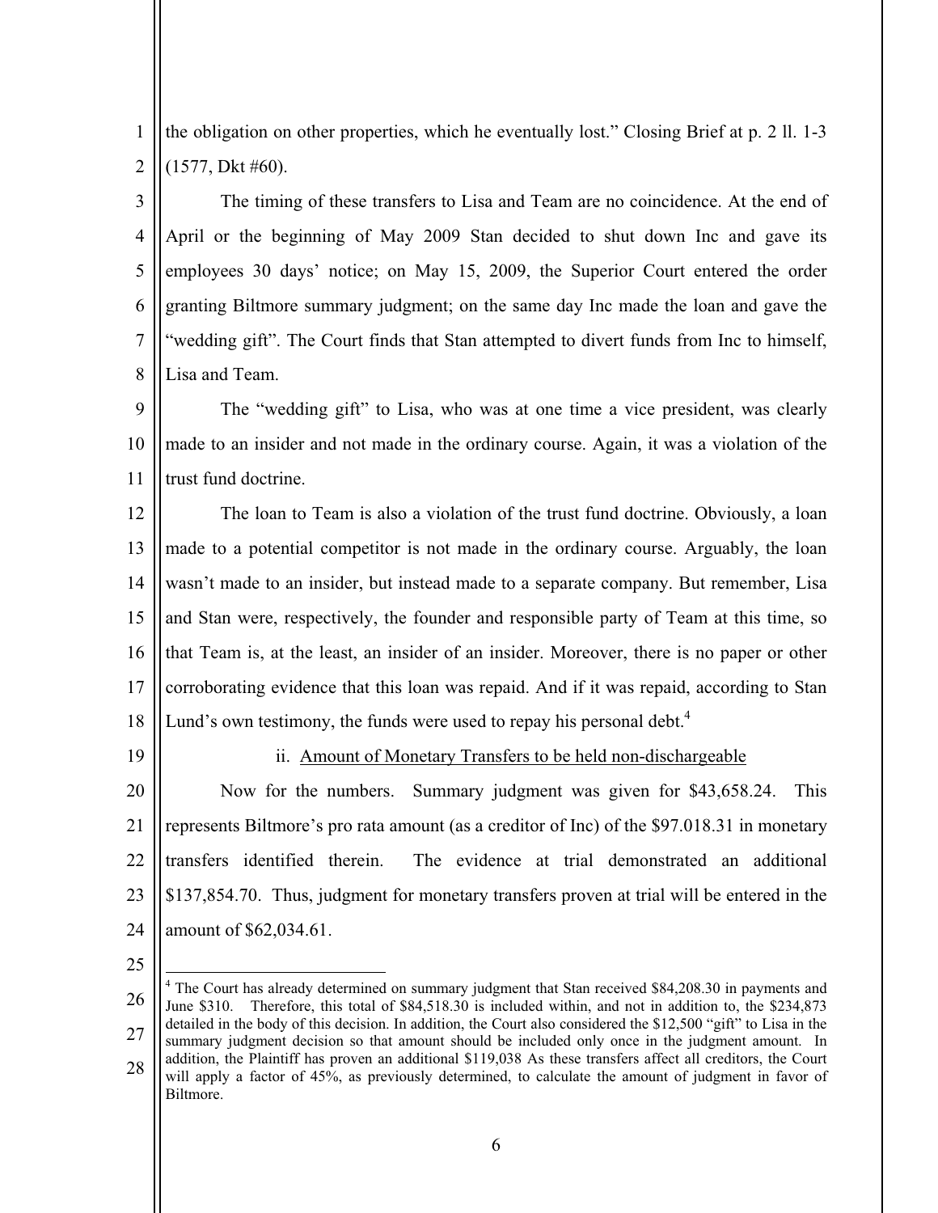the obligation on other properties, which he eventually lost." Closing Brief at p. 2 ll. 1-3 (1577, Dkt #60).

The timing of these transfers to Lisa and Team are no coincidence. At the end of April or the beginning of May 2009 Stan decided to shut down Inc and gave its employees 30 days' notice; on May 15, 2009, the Superior Court entered the order granting Biltmore summary judgment; on the same day Inc made the loan and gave the "wedding gift". The Court finds that Stan attempted to divert funds from Inc to himself, Lisa and Team.

The "wedding gift" to Lisa, who was at one time a vice president, was clearly made to an insider and not made in the ordinary course. Again, it was a violation of the trust fund doctrine.

The loan to Team is also a violation of the trust fund doctrine. Obviously, a loan made to a potential competitor is not made in the ordinary course. Arguably, the loan wasn't made to an insider, but instead made to a separate company. But remember, Lisa and Stan were, respectively, the founder and responsible party of Team at this time, so that Team is, at the least, an insider of an insider. Moreover, there is no paper or other corroborating evidence that this loan was repaid. And if it was repaid, according to Stan Lund's own testimony, the funds were used to repay his personal debt.[4]

ii. <u>Amount of Monetary Transfers to be held non-dischargeable</u>

Now for the numbers. Summary judgment was given for $43,658.24. This represents Biltmore's pro rata amount (as a creditor of Inc) of the $97.018.31 in monetary transfers identified therein. The evidence at trial demonstrated an additional $137,854.70. Thus, judgment for monetary transfers proven at trial will be entered in the amount of $62,034.61.

---

[4] The Court has already determined on summary judgment that Stan received $84,208.30 in payments and June $310. Therefore, this total of $84,518.30 is included within, and not in addition to, the $234,873 detailed in the body of this decision. In addition, the Court also considered the $12,500 "gift" to Lisa in the summary judgment decision so that amount should be included only once in the judgment amount. In addition, the Plaintiff has proven an additional $119,038 As these transfers affect all creditors, the Court will apply a factor of 45%, as previously determined, to calculate the amount of judgment in favor of Biltmore.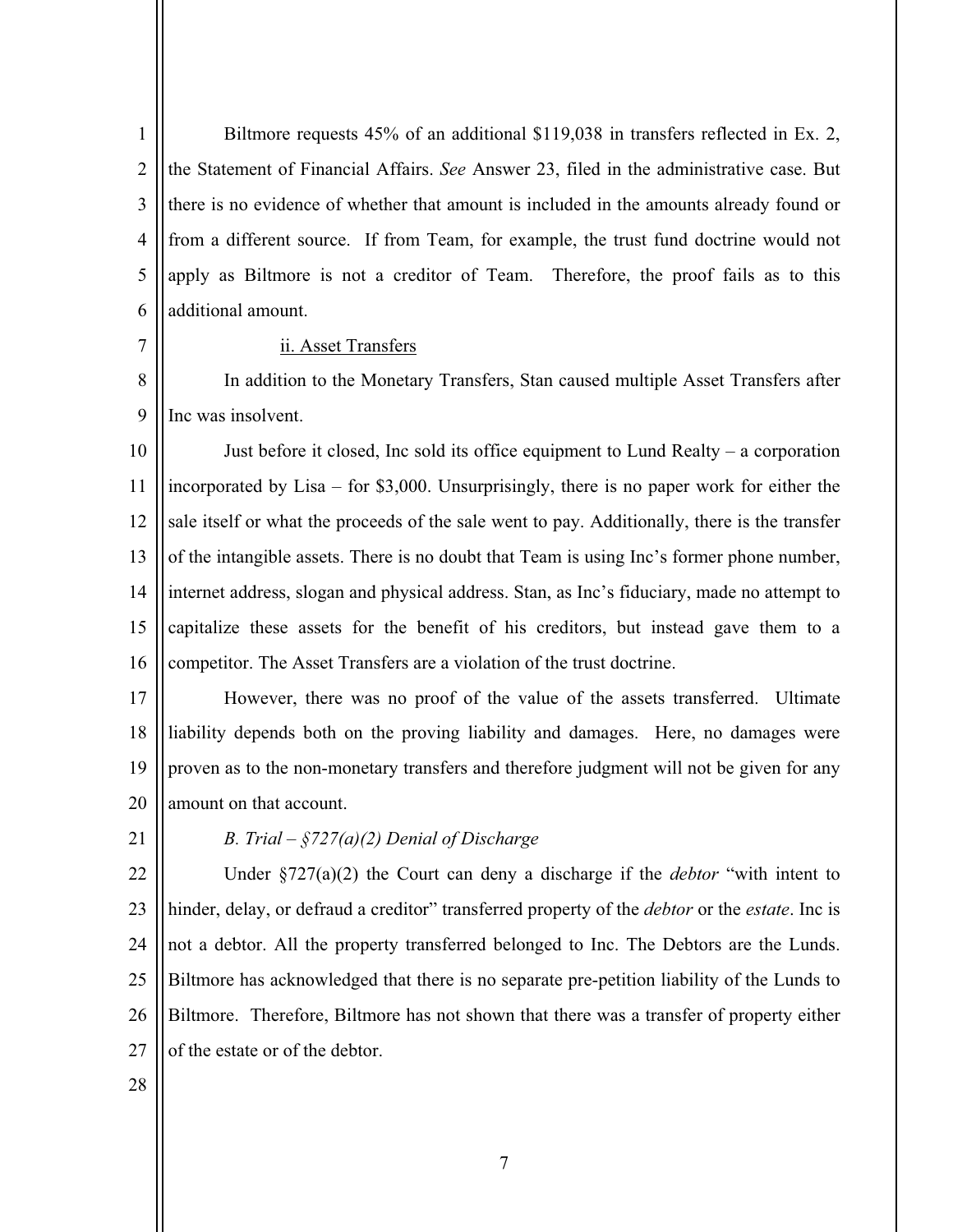Biltmore requests 45% of an additional $119,038 in transfers reflected in Ex. 2, the Statement of Financial Affairs. *See* Answer 23, filed in the administrative case. But there is no evidence of whether that amount is included in the amounts already found or from a different source. If from Team, for example, the trust fund doctrine would not apply as Biltmore is not a creditor of Team. Therefore, the proof fails as to this additional amount.

ii. Asset Transfers

In addition to the Monetary Transfers, Stan caused multiple Asset Transfers after Inc was insolvent.

Just before it closed, Inc sold its office equipment to Lund Realty – a corporation incorporated by Lisa – for $3,000. Unsurprisingly, there is no paper work for either the sale itself or what the proceeds of the sale went to pay. Additionally, there is the transfer of the intangible assets. There is no doubt that Team is using Inc's former phone number, internet address, slogan and physical address. Stan, as Inc's fiduciary, made no attempt to capitalize these assets for the benefit of his creditors, but instead gave them to a competitor. The Asset Transfers are a violation of the trust doctrine.

However, there was no proof of the value of the assets transferred. Ultimate liability depends both on the proving liability and damages. Here, no damages were proven as to the non-monetary transfers and therefore judgment will not be given for any amount on that account.

*B. Trial – §727(a)(2) Denial of Discharge*

Under §727(a)(2) the Court can deny a discharge if the *debtor* "with intent to hinder, delay, or defraud a creditor" transferred property of the *debtor* or the *estate*. Inc is not a debtor. All the property transferred belonged to Inc. The Debtors are the Lunds. Biltmore has acknowledged that there is no separate pre-petition liability of the Lunds to Biltmore. Therefore, Biltmore has not shown that there was a transfer of property either of the estate or of the debtor.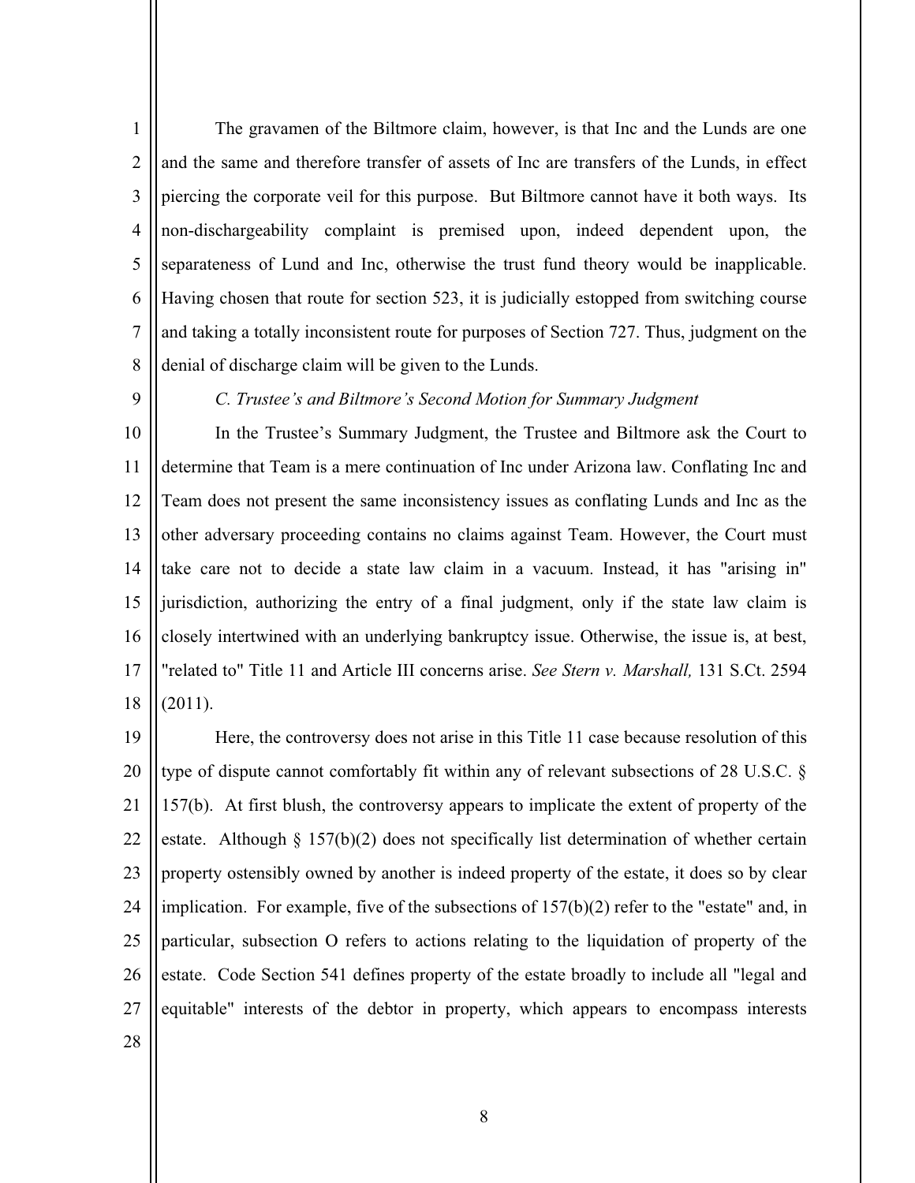The gravamen of the Biltmore claim, however, is that Inc and the Lunds are one and the same and therefore transfer of assets of Inc are transfers of the Lunds, in effect piercing the corporate veil for this purpose. But Biltmore cannot have it both ways. Its non-dischargeability complaint is premised upon, indeed dependent upon, the separateness of Lund and Inc, otherwise the trust fund theory would be inapplicable. Having chosen that route for section 523, it is judicially estopped from switching course and taking a totally inconsistent route for purposes of Section 727. Thus, judgment on the denial of discharge claim will be given to the Lunds.

*C. Trustee's and Biltmore's Second Motion for Summary Judgment*

In the Trustee's Summary Judgment, the Trustee and Biltmore ask the Court to determine that Team is a mere continuation of Inc under Arizona law. Conflating Inc and Team does not present the same inconsistency issues as conflating Lunds and Inc as the other adversary proceeding contains no claims against Team. However, the Court must take care not to decide a state law claim in a vacuum. Instead, it has "arising in" jurisdiction, authorizing the entry of a final judgment, only if the state law claim is closely intertwined with an underlying bankruptcy issue. Otherwise, the issue is, at best, "related to" Title 11 and Article III concerns arise. *See Stern v. Marshall,* 131 S.Ct. 2594 (2011).

Here, the controversy does not arise in this Title 11 case because resolution of this type of dispute cannot comfortably fit within any of relevant subsections of 28 U.S.C. § 157(b). At first blush, the controversy appears to implicate the extent of property of the estate. Although § 157(b)(2) does not specifically list determination of whether certain property ostensibly owned by another is indeed property of the estate, it does so by clear implication. For example, five of the subsections of 157(b)(2) refer to the "estate" and, in particular, subsection O refers to actions relating to the liquidation of property of the estate. Code Section 541 defines property of the estate broadly to include all "legal and equitable" interests of the debtor in property, which appears to encompass interests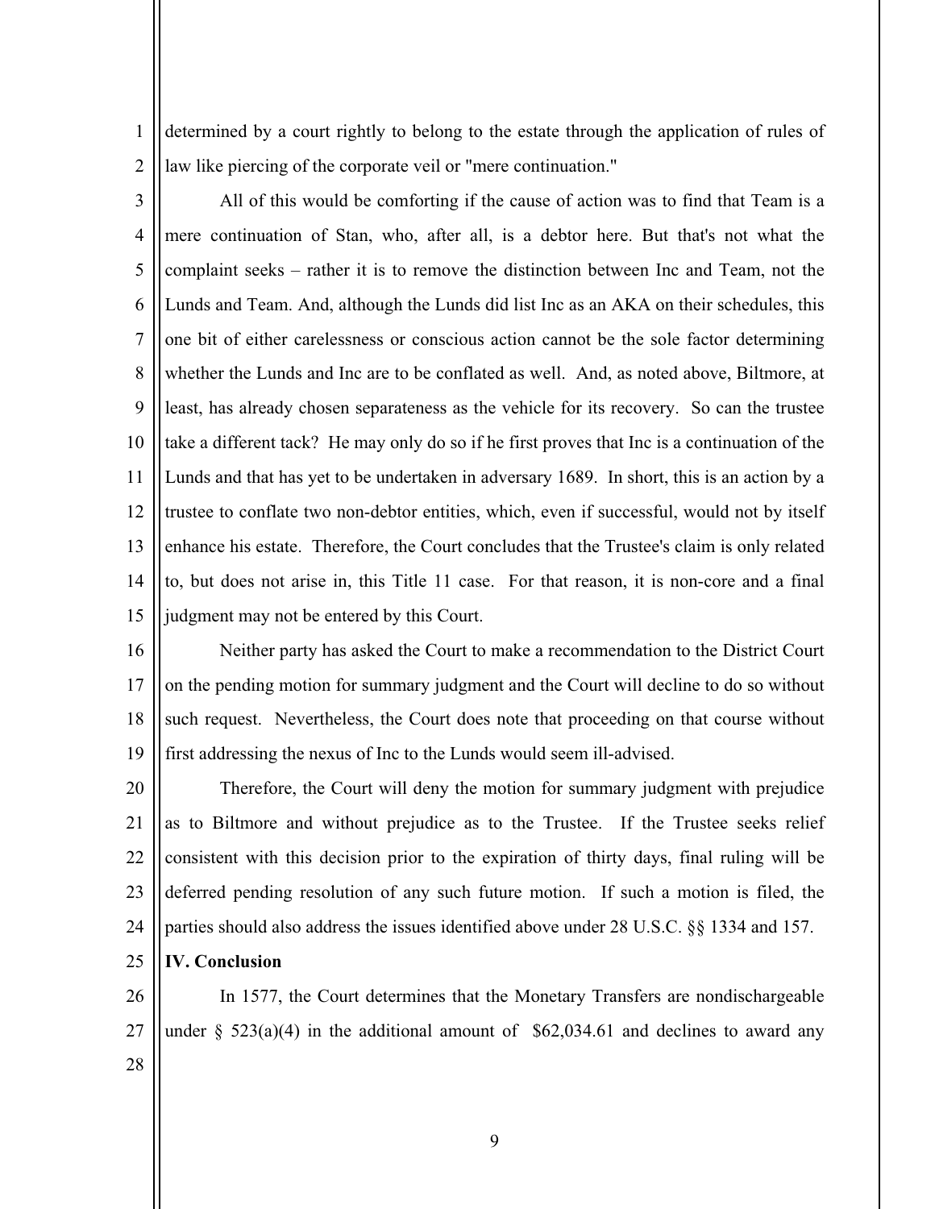determined by a court rightly to belong to the estate through the application of rules of law like piercing of the corporate veil or "mere continuation."

All of this would be comforting if the cause of action was to find that Team is a mere continuation of Stan, who, after all, is a debtor here. But that's not what the complaint seeks – rather it is to remove the distinction between Inc and Team, not the Lunds and Team. And, although the Lunds did list Inc as an AKA on their schedules, this one bit of either carelessness or conscious action cannot be the sole factor determining whether the Lunds and Inc are to be conflated as well. And, as noted above, Biltmore, at least, has already chosen separateness as the vehicle for its recovery. So can the trustee take a different tack? He may only do so if he first proves that Inc is a continuation of the Lunds and that has yet to be undertaken in adversary 1689. In short, this is an action by a trustee to conflate two non-debtor entities, which, even if successful, would not by itself enhance his estate. Therefore, the Court concludes that the Trustee's claim is only related to, but does not arise in, this Title 11 case. For that reason, it is non-core and a final judgment may not be entered by this Court.

Neither party has asked the Court to make a recommendation to the District Court on the pending motion for summary judgment and the Court will decline to do so without such request. Nevertheless, the Court does note that proceeding on that course without first addressing the nexus of Inc to the Lunds would seem ill-advised.

Therefore, the Court will deny the motion for summary judgment with prejudice as to Biltmore and without prejudice as to the Trustee. If the Trustee seeks relief consistent with this decision prior to the expiration of thirty days, final ruling will be deferred pending resolution of any such future motion. If such a motion is filed, the parties should also address the issues identified above under 28 U.S.C. §§ 1334 and 157.

**IV. Conclusion**

In 1577, the Court determines that the Monetary Transfers are nondischargeable under § 523(a)(4) in the additional amount of $62,034.61 and declines to award any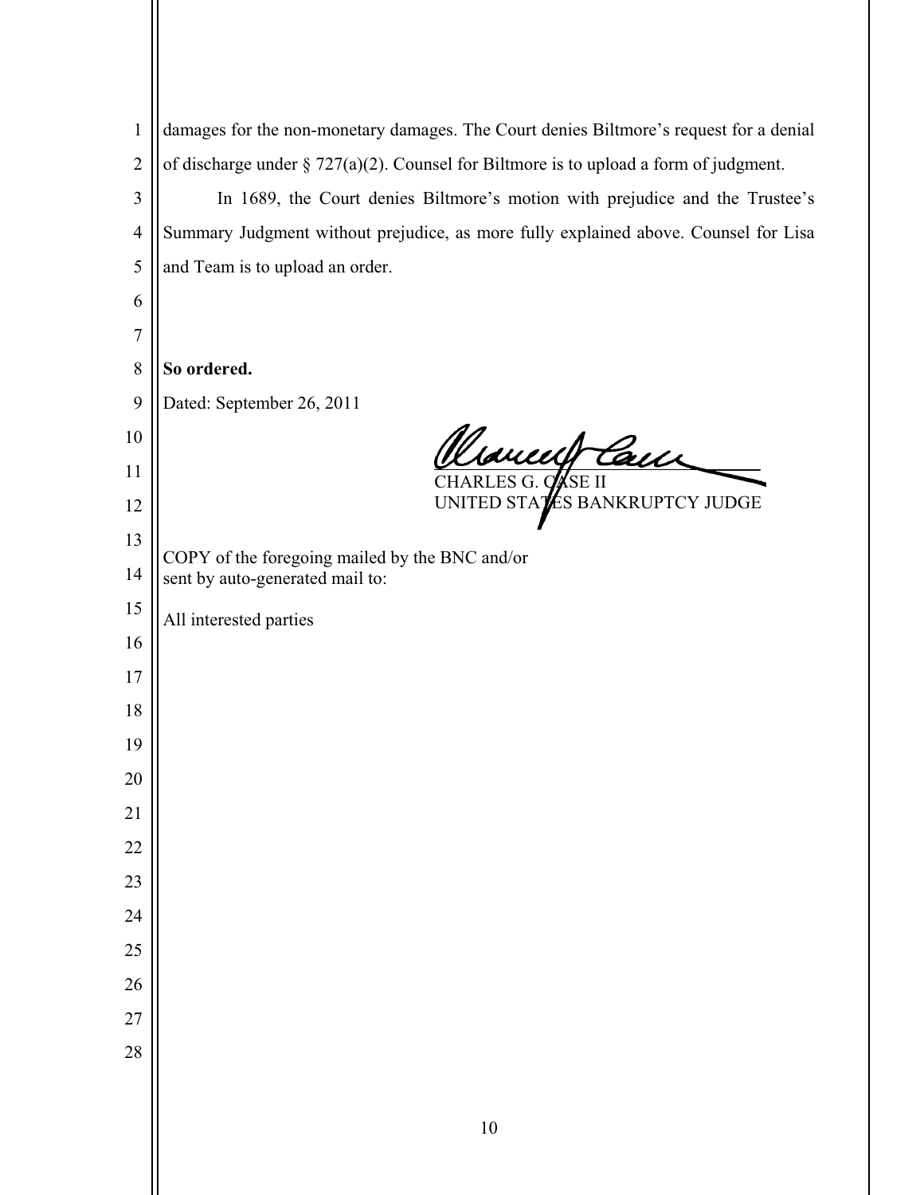damages for the non-monetary damages. The Court denies Biltmore's request for a denial of discharge under § 727(a)(2). Counsel for Biltmore is to upload a form of judgment.

In 1689, the Court denies Biltmore's motion with prejudice and the Trustee's Summary Judgment without prejudice, as more fully explained above. Counsel for Lisa and Team is to upload an order.

**So ordered.**

Dated: September 26, 2011

CHARLES G. CASE II
UNITED STATES BANKRUPTCY JUDGE

COPY of the foregoing mailed by the BNC and/or sent by auto-generated mail to:

All interested parties